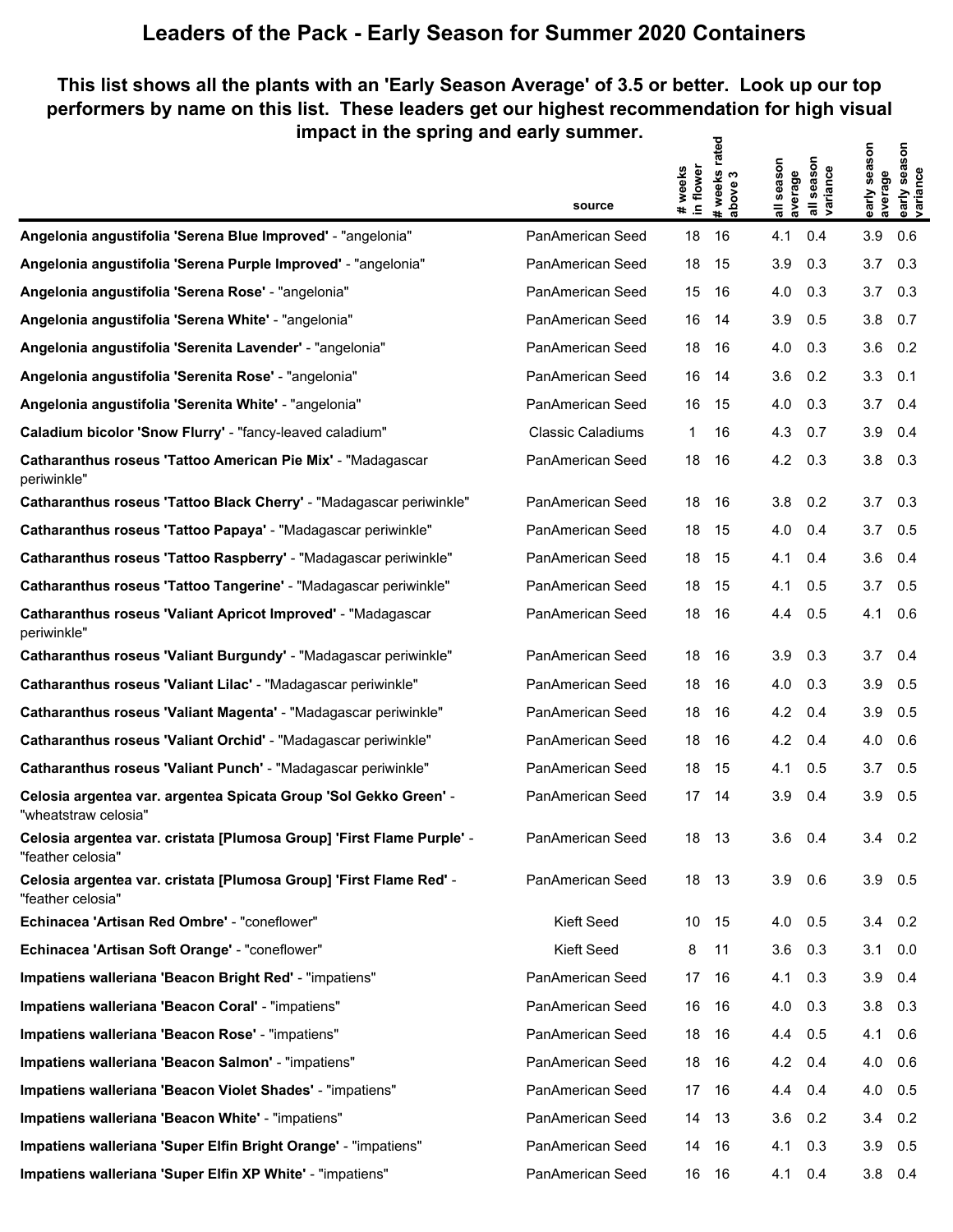# Leaders of the Pack - Early Season for Summer 2020 Containers

## This list shows all the plants with an 'Early Season Average' of 3.5 or better. Look up our top performers by name on this list. These leaders get our highest recommendation for high visual impact in the spring and early summer.

| | source | # weeks in flower | # weeks rated above 3 | all season average | all season variance | early season average | early season variance |
|---|---|---|---|---|---|---|---|
| **Angelonia angustifolia 'Serena Blue Improved'** - "angelonia" | PanAmerican Seed | 18 | 16 | 4.1 | 0.4 | 3.9 | 0.6 |
| **Angelonia angustifolia 'Serena Purple Improved'** - "angelonia" | PanAmerican Seed | 18 | 15 | 3.9 | 0.3 | 3.7 | 0.3 |
| **Angelonia angustifolia 'Serena Rose'** - "angelonia" | PanAmerican Seed | 15 | 16 | 4.0 | 0.3 | 3.7 | 0.3 |
| **Angelonia angustifolia 'Serena White'** - "angelonia" | PanAmerican Seed | 16 | 14 | 3.9 | 0.5 | 3.8 | 0.7 |
| **Angelonia angustifolia 'Serenita Lavender'** - "angelonia" | PanAmerican Seed | 18 | 16 | 4.0 | 0.3 | 3.6 | 0.2 |
| **Angelonia angustifolia 'Serenita Rose'** - "angelonia" | PanAmerican Seed | 16 | 14 | 3.6 | 0.2 | 3.3 | 0.1 |
| **Angelonia angustifolia 'Serenita White'** - "angelonia" | PanAmerican Seed | 16 | 15 | 4.0 | 0.3 | 3.7 | 0.4 |
| **Caladium bicolor 'Snow Flurry'** - "fancy-leaved caladium" | Classic Caladiums | 1 | 16 | 4.3 | 0.7 | 3.9 | 0.4 |
| **Catharanthus roseus 'Tattoo American Pie Mix'** - "Madagascar periwinkle" | PanAmerican Seed | 18 | 16 | 4.2 | 0.3 | 3.8 | 0.3 |
| **Catharanthus roseus 'Tattoo Black Cherry'** - "Madagascar periwinkle" | PanAmerican Seed | 18 | 16 | 3.8 | 0.2 | 3.7 | 0.3 |
| **Catharanthus roseus 'Tattoo Papaya'** - "Madagascar periwinkle" | PanAmerican Seed | 18 | 15 | 4.0 | 0.4 | 3.7 | 0.5 |
| **Catharanthus roseus 'Tattoo Raspberry'** - "Madagascar periwinkle" | PanAmerican Seed | 18 | 15 | 4.1 | 0.4 | 3.6 | 0.4 |
| **Catharanthus roseus 'Tattoo Tangerine'** - "Madagascar periwinkle" | PanAmerican Seed | 18 | 15 | 4.1 | 0.5 | 3.7 | 0.5 |
| **Catharanthus roseus 'Valiant Apricot Improved'** - "Madagascar periwinkle" | PanAmerican Seed | 18 | 16 | 4.4 | 0.5 | 4.1 | 0.6 |
| **Catharanthus roseus 'Valiant Burgundy'** - "Madagascar periwinkle" | PanAmerican Seed | 18 | 16 | 3.9 | 0.3 | 3.7 | 0.4 |
| **Catharanthus roseus 'Valiant Lilac'** - "Madagascar periwinkle" | PanAmerican Seed | 18 | 16 | 4.0 | 0.3 | 3.9 | 0.5 |
| **Catharanthus roseus 'Valiant Magenta'** - "Madagascar periwinkle" | PanAmerican Seed | 18 | 16 | 4.2 | 0.4 | 3.9 | 0.5 |
| **Catharanthus roseus 'Valiant Orchid'** - "Madagascar periwinkle" | PanAmerican Seed | 18 | 16 | 4.2 | 0.4 | 4.0 | 0.6 |
| **Catharanthus roseus 'Valiant Punch'** - "Madagascar periwinkle" | PanAmerican Seed | 18 | 15 | 4.1 | 0.5 | 3.7 | 0.5 |
| **Celosia argentea var. argentea Spicata Group 'Sol Gekko Green'** - "wheatstraw celosia" | PanAmerican Seed | 17 | 14 | 3.9 | 0.4 | 3.9 | 0.5 |
| **Celosia argentea var. cristata [Plumosa Group] 'First Flame Purple'** - "feather celosia" | PanAmerican Seed | 18 | 13 | 3.6 | 0.4 | 3.4 | 0.2 |
| **Celosia argentea var. cristata [Plumosa Group] 'First Flame Red'** - "feather celosia" | PanAmerican Seed | 18 | 13 | 3.9 | 0.6 | 3.9 | 0.5 |
| **Echinacea 'Artisan Red Ombre'** - "coneflower" | Kieft Seed | 10 | 15 | 4.0 | 0.5 | 3.4 | 0.2 |
| **Echinacea 'Artisan Soft Orange'** - "coneflower" | Kieft Seed | 8 | 11 | 3.6 | 0.3 | 3.1 | 0.0 |
| **Impatiens walleriana 'Beacon Bright Red'** - "impatiens" | PanAmerican Seed | 17 | 16 | 4.1 | 0.3 | 3.9 | 0.4 |
| **Impatiens walleriana 'Beacon Coral'** - "impatiens" | PanAmerican Seed | 16 | 16 | 4.0 | 0.3 | 3.8 | 0.3 |
| **Impatiens walleriana 'Beacon Rose'** - "impatiens" | PanAmerican Seed | 18 | 16 | 4.4 | 0.5 | 4.1 | 0.6 |
| **Impatiens walleriana 'Beacon Salmon'** - "impatiens" | PanAmerican Seed | 18 | 16 | 4.2 | 0.4 | 4.0 | 0.6 |
| **Impatiens walleriana 'Beacon Violet Shades'** - "impatiens" | PanAmerican Seed | 17 | 16 | 4.4 | 0.4 | 4.0 | 0.5 |
| **Impatiens walleriana 'Beacon White'** - "impatiens" | PanAmerican Seed | 14 | 13 | 3.6 | 0.2 | 3.4 | 0.2 |
| **Impatiens walleriana 'Super Elfin Bright Orange'** - "impatiens" | PanAmerican Seed | 14 | 16 | 4.1 | 0.3 | 3.9 | 0.5 |
| **Impatiens walleriana 'Super Elfin XP White'** - "impatiens" | PanAmerican Seed | 16 | 16 | 4.1 | 0.4 | 3.8 | 0.4 |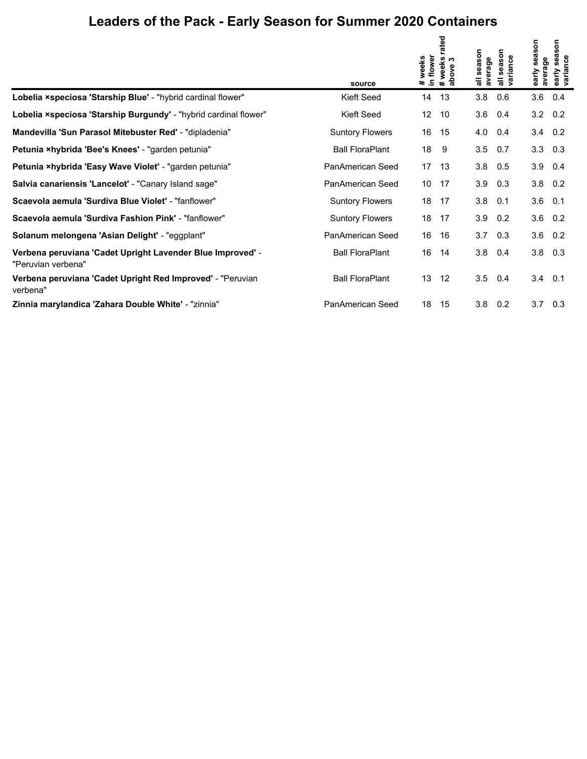# Leaders of the Pack - Early Season for Summer 2020 Containers

| | source | # weeks in flower | # weeks rated above 3 | all season average | all season variance | early season average | early season variance |
|---|---|---|---|---|---|---|---|
| **Lobelia ×speciosa 'Starship Blue'** - "hybrid cardinal flower" | Kieft Seed | 14 | 13 | 3.8 | 0.6 | 3.6 | 0.4 |
| **Lobelia ×speciosa 'Starship Burgundy'** - "hybrid cardinal flower" | Kieft Seed | 12 | 10 | 3.6 | 0.4 | 3.2 | 0.2 |
| **Mandevilla 'Sun Parasol Mitebuster Red'** - "dipladenia" | Suntory Flowers | 16 | 15 | 4.0 | 0.4 | 3.4 | 0.2 |
| **Petunia ×hybrida 'Bee's Knees'** - "garden petunia" | Ball FloraPlant | 18 | 9 | 3.5 | 0.7 | 3.3 | 0.3 |
| **Petunia ×hybrida 'Easy Wave Violet'** - "garden petunia" | PanAmerican Seed | 17 | 13 | 3.8 | 0.5 | 3.9 | 0.4 |
| **Salvia canariensis 'Lancelot'** - "Canary Island sage" | PanAmerican Seed | 10 | 17 | 3.9 | 0.3 | 3.8 | 0.2 |
| **Scaevola aemula 'Surdiva Blue Violet'** - "fanflower" | Suntory Flowers | 18 | 17 | 3.8 | 0.1 | 3.6 | 0.1 |
| **Scaevola aemula 'Surdiva Fashion Pink'** - "fanflower" | Suntory Flowers | 18 | 17 | 3.9 | 0.2 | 3.6 | 0.2 |
| **Solanum melongena 'Asian Delight'** - "eggplant" | PanAmerican Seed | 16 | 16 | 3.7 | 0.3 | 3.6 | 0.2 |
| **Verbena peruviana 'Cadet Upright Lavender Blue Improved'** - "Peruvian verbena" | Ball FloraPlant | 16 | 14 | 3.8 | 0.4 | 3.8 | 0.3 |
| **Verbena peruviana 'Cadet Upright Red Improved'** - "Peruvian verbena" | Ball FloraPlant | 13 | 12 | 3.5 | 0.4 | 3.4 | 0.1 |
| **Zinnia marylandica 'Zahara Double White'** - "zinnia" | PanAmerican Seed | 18 | 15 | 3.8 | 0.2 | 3.7 | 0.3 |